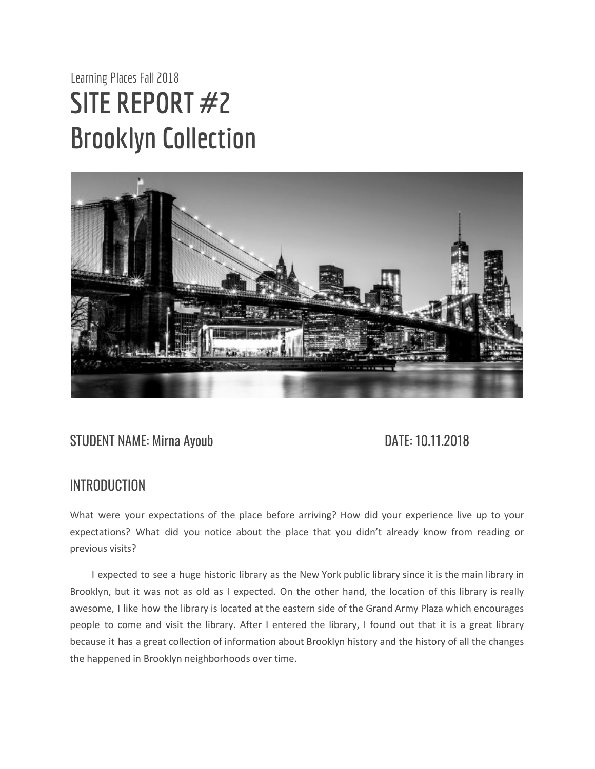Learning Places Fall 2018

# SITE REPORT #2
# Brooklyn Collection

STUDENT NAME: Mirna Ayoub DATE: 10.11.2018

## INTRODUCTION

What were your expectations of the place before arriving? How did your experience live up to your expectations? What did you notice about the place that you didn't already know from reading or previous visits?

I expected to see a huge historic library as the New York public library since it is the main library in Brooklyn, but it was not as old as I expected. On the other hand, the location of this library is really awesome, I like how the library is located at the eastern side of the Grand Army Plaza which encourages people to come and visit the library. After I entered the library, I found out that it is a great library because it has a great collection of information about Brooklyn history and the history of all the changes the happened in Brooklyn neighborhoods over time.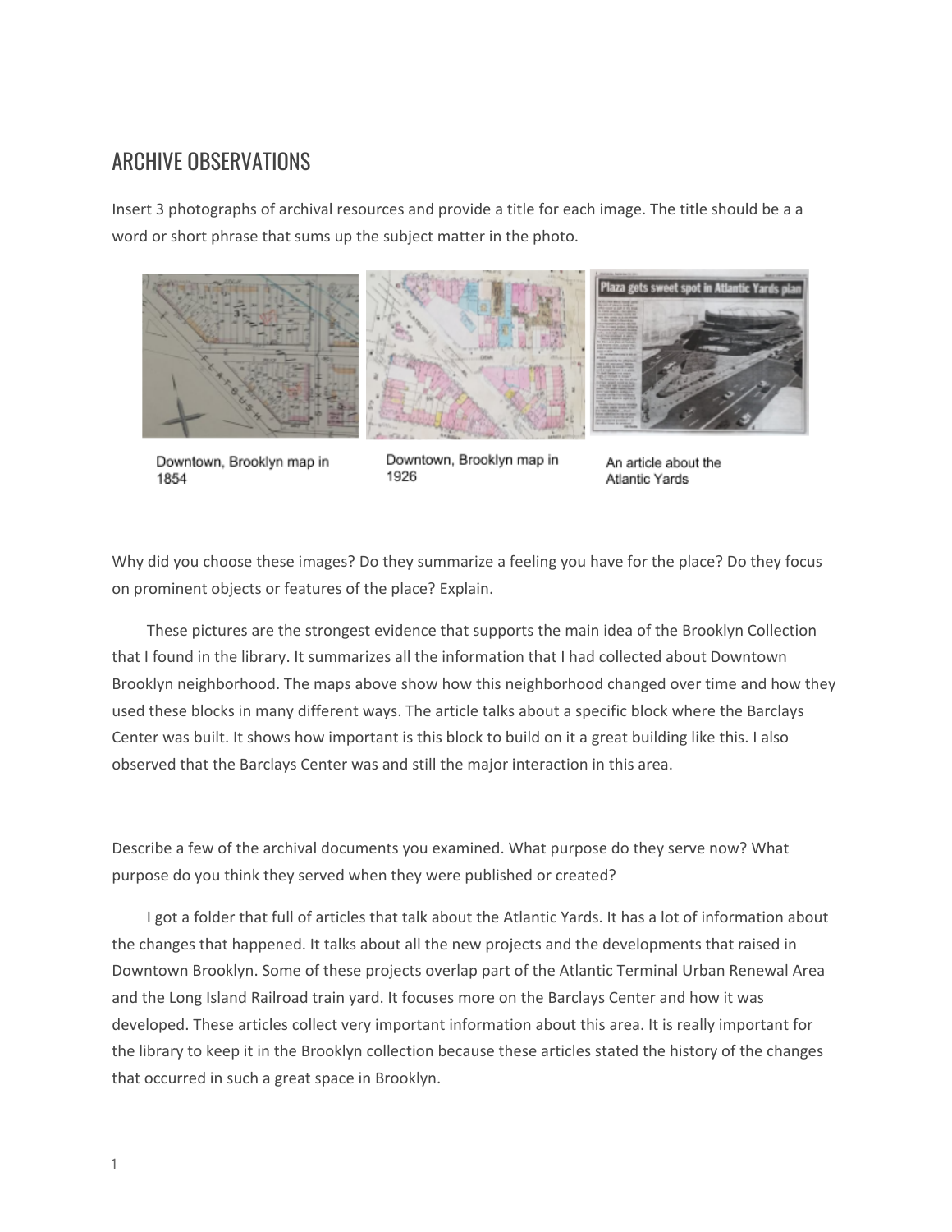## ARCHIVE OBSERVATIONS

Insert 3 photographs of archival resources and provide a title for each image. The title should be a a word or short phrase that sums up the subject matter in the photo.

Downtown, Brooklyn map in 1854

Downtown, Brooklyn map in 1926

An article about the Atlantic Yards

Why did you choose these images? Do they summarize a feeling you have for the place? Do they focus on prominent objects or features of the place? Explain.

These pictures are the strongest evidence that supports the main idea of the Brooklyn Collection that I found in the library. It summarizes all the information that I had collected about Downtown Brooklyn neighborhood. The maps above show how this neighborhood changed over time and how they used these blocks in many different ways. The article talks about a specific block where the Barclays Center was built. It shows how important is this block to build on it a great building like this. I also observed that the Barclays Center was and still the major interaction in this area.

Describe a few of the archival documents you examined. What purpose do they serve now? What purpose do you think they served when they were published or created?

I got a folder that full of articles that talk about the Atlantic Yards. It has a lot of information about the changes that happened. It talks about all the new projects and the developments that raised in Downtown Brooklyn. Some of these projects overlap part of the Atlantic Terminal Urban Renewal Area and the Long Island Railroad train yard. It focuses more on the Barclays Center and how it was developed. These articles collect very important information about this area. It is really important for the library to keep it in the Brooklyn collection because these articles stated the history of the changes that occurred in such a great space in Brooklyn.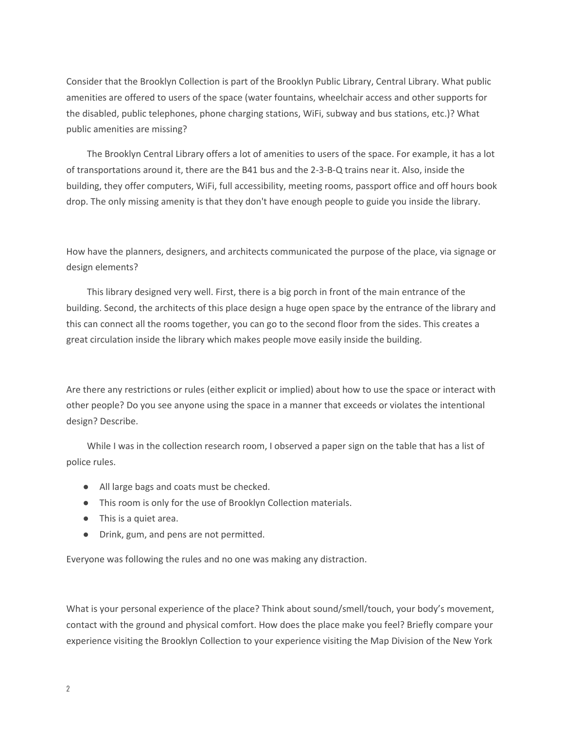Consider that the Brooklyn Collection is part of the Brooklyn Public Library, Central Library. What public amenities are offered to users of the space (water fountains, wheelchair access and other supports for the disabled, public telephones, phone charging stations, WiFi, subway and bus stations, etc.)? What public amenities are missing?

The Brooklyn Central Library offers a lot of amenities to users of the space. For example, it has a lot of transportations around it, there are the B41 bus and the 2-3-B-Q trains near it. Also, inside the building, they offer computers, WiFi, full accessibility, meeting rooms, passport office and off hours book drop. The only missing amenity is that they don't have enough people to guide you inside the library.

How have the planners, designers, and architects communicated the purpose of the place, via signage or design elements?

This library designed very well. First, there is a big porch in front of the main entrance of the building. Second, the architects of this place design a huge open space by the entrance of the library and this can connect all the rooms together, you can go to the second floor from the sides. This creates a great circulation inside the library which makes people move easily inside the building.

Are there any restrictions or rules (either explicit or implied) about how to use the space or interact with other people? Do you see anyone using the space in a manner that exceeds or violates the intentional design? Describe.

While I was in the collection research room, I observed a paper sign on the table that has a list of police rules.

- All large bags and coats must be checked.
- This room is only for the use of Brooklyn Collection materials.
- This is a quiet area.
- Drink, gum, and pens are not permitted.

Everyone was following the rules and no one was making any distraction.

What is your personal experience of the place? Think about sound/smell/touch, your body's movement, contact with the ground and physical comfort. How does the place make you feel? Briefly compare your experience visiting the Brooklyn Collection to your experience visiting the Map Division of the New York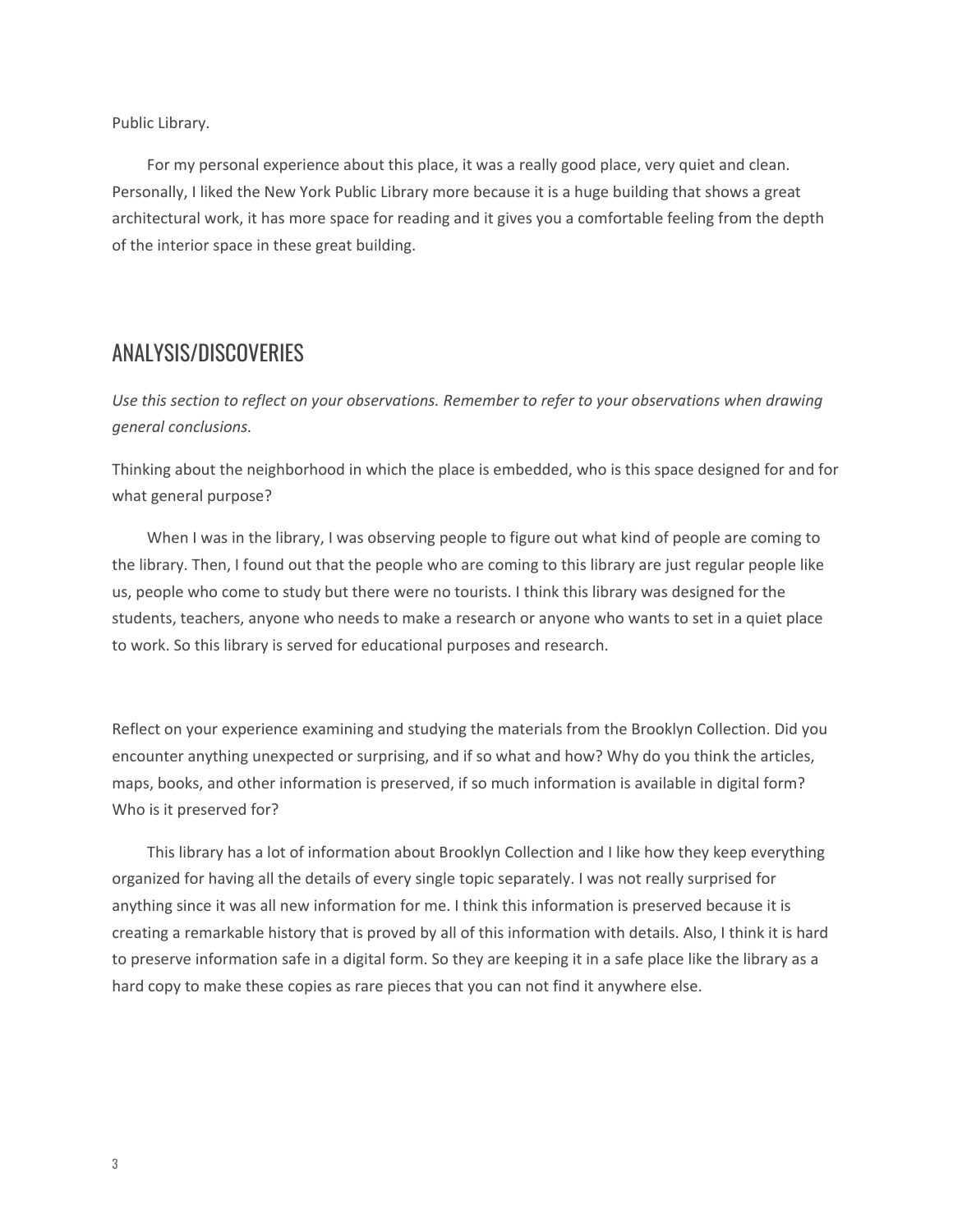Public Library.

For my personal experience about this place, it was a really good place, very quiet and clean. Personally, I liked the New York Public Library more because it is a huge building that shows a great architectural work, it has more space for reading and it gives you a comfortable feeling from the depth of the interior space in these great building.

## ANALYSIS/DISCOVERIES

*Use this section to reflect on your observations. Remember to refer to your observations when drawing general conclusions.*

Thinking about the neighborhood in which the place is embedded, who is this space designed for and for what general purpose?

When I was in the library, I was observing people to figure out what kind of people are coming to the library. Then, I found out that the people who are coming to this library are just regular people like us, people who come to study but there were no tourists. I think this library was designed for the students, teachers, anyone who needs to make a research or anyone who wants to set in a quiet place to work. So this library is served for educational purposes and research.

Reflect on your experience examining and studying the materials from the Brooklyn Collection. Did you encounter anything unexpected or surprising, and if so what and how? Why do you think the articles, maps, books, and other information is preserved, if so much information is available in digital form? Who is it preserved for?

This library has a lot of information about Brooklyn Collection and I like how they keep everything organized for having all the details of every single topic separately. I was not really surprised for anything since it was all new information for me. I think this information is preserved because it is creating a remarkable history that is proved by all of this information with details. Also, I think it is hard to preserve information safe in a digital form. So they are keeping it in a safe place like the library as a hard copy to make these copies as rare pieces that you can not find it anywhere else.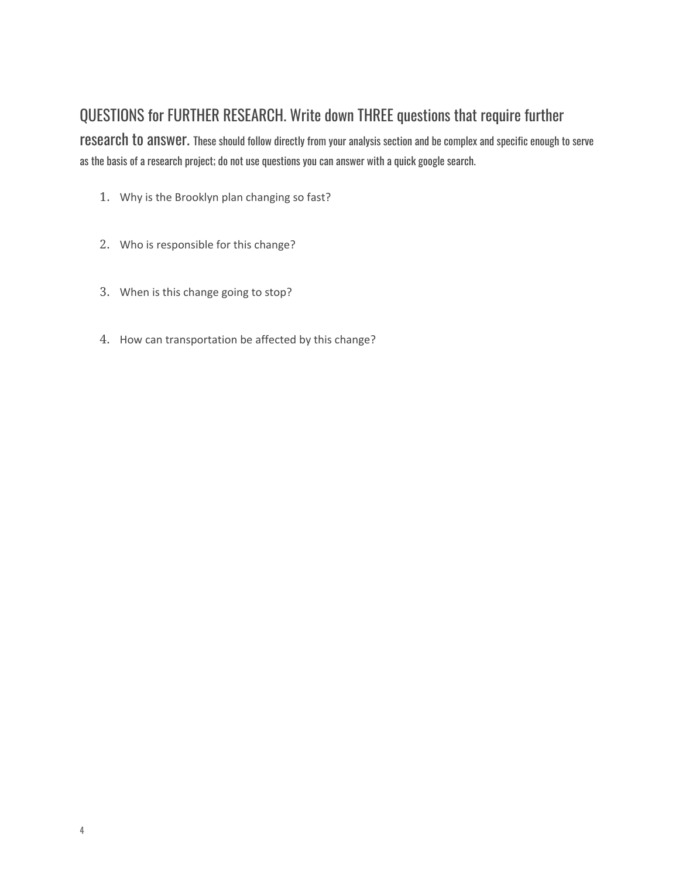QUESTIONS for FURTHER RESEARCH. Write down THREE questions that require further research to answer. These should follow directly from your analysis section and be complex and specific enough to serve as the basis of a research project; do not use questions you can answer with a quick google search.

1. Why is the Brooklyn plan changing so fast?
2. Who is responsible for this change?
3. When is this change going to stop?
4. How can transportation be affected by this change?